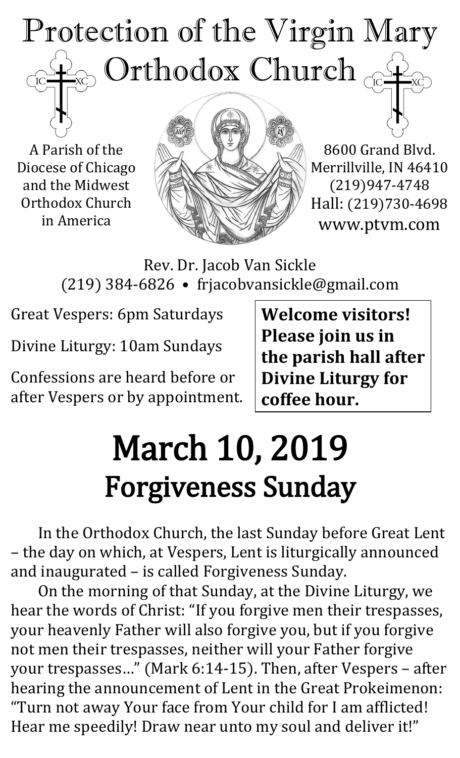# Protection of the Virgin Mary Orthodox Church

A Parish of the Diocese of Chicago and the Midwest Orthodox Church in America

8600 Grand Blvd.
Merrillville, IN 46410
(219)947-4748
Hall: (219)730-4698
www.ptvm.com

Rev. Dr. Jacob Van Sickle
(219) 384-6826 • frjacobvansickle@gmail.com

Great Vespers: 6pm Saturdays

Divine Liturgy: 10am Sundays

Confessions are heard before or after Vespers or by appointment.

**Welcome visitors! Please join us in the parish hall after Divine Liturgy for coffee hour.**

# March 10, 2019
## Forgiveness Sunday

In the Orthodox Church, the last Sunday before Great Lent – the day on which, at Vespers, Lent is liturgically announced and inaugurated – is called Forgiveness Sunday.

On the morning of that Sunday, at the Divine Liturgy, we hear the words of Christ: "If you forgive men their trespasses, your heavenly Father will also forgive you, but if you forgive not men their trespasses, neither will your Father forgive your trespasses…" (Mark 6:14-15). Then, after Vespers – after hearing the announcement of Lent in the Great Prokeimenon: "Turn not away Your face from Your child for I am afflicted! Hear me speedily! Draw near unto my soul and deliver it!"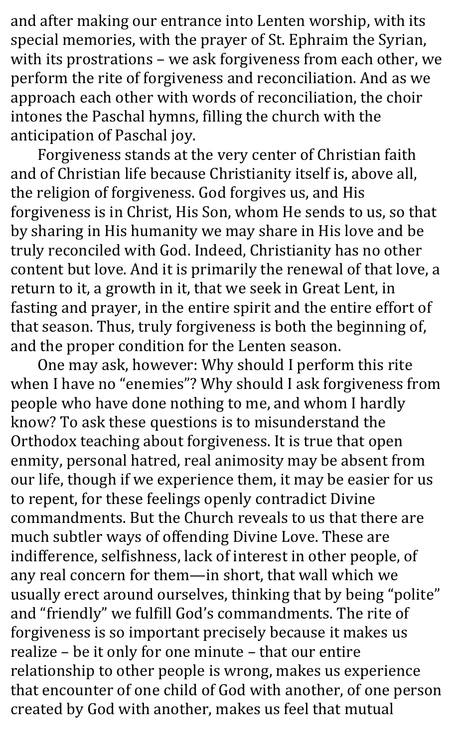and after making our entrance into Lenten worship, with its special memories, with the prayer of St. Ephraim the Syrian, with its prostrations – we ask forgiveness from each other, we perform the rite of forgiveness and reconciliation. And as we approach each other with words of reconciliation, the choir intones the Paschal hymns, filling the church with the anticipation of Paschal joy.

Forgiveness stands at the very center of Christian faith and of Christian life because Christianity itself is, above all, the religion of forgiveness. God forgives us, and His forgiveness is in Christ, His Son, whom He sends to us, so that by sharing in His humanity we may share in His love and be truly reconciled with God. Indeed, Christianity has no other content but love. And it is primarily the renewal of that love, a return to it, a growth in it, that we seek in Great Lent, in fasting and prayer, in the entire spirit and the entire effort of that season. Thus, truly forgiveness is both the beginning of, and the proper condition for the Lenten season.

One may ask, however: Why should I perform this rite when I have no "enemies"? Why should I ask forgiveness from people who have done nothing to me, and whom I hardly know? To ask these questions is to misunderstand the Orthodox teaching about forgiveness. It is true that open enmity, personal hatred, real animosity may be absent from our life, though if we experience them, it may be easier for us to repent, for these feelings openly contradict Divine commandments. But the Church reveals to us that there are much subtler ways of offending Divine Love. These are indifference, selfishness, lack of interest in other people, of any real concern for them—in short, that wall which we usually erect around ourselves, thinking that by being "polite" and "friendly" we fulfill God's commandments. The rite of forgiveness is so important precisely because it makes us realize – be it only for one minute – that our entire relationship to other people is wrong, makes us experience that encounter of one child of God with another, of one person created by God with another, makes us feel that mutual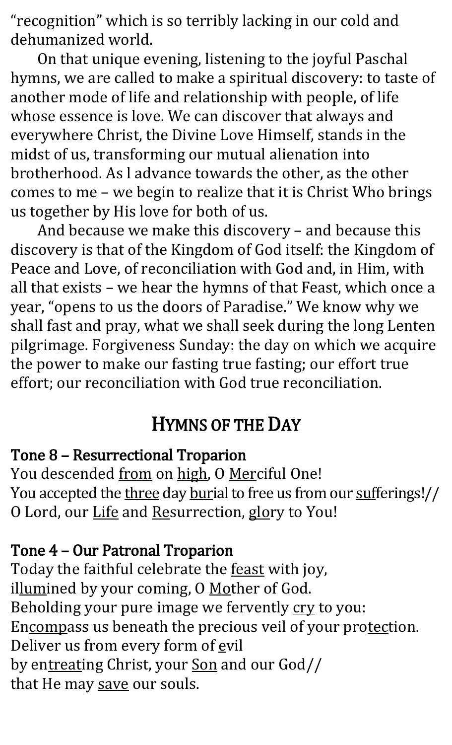"recognition" which is so terribly lacking in our cold and dehumanized world.

On that unique evening, listening to the joyful Paschal hymns, we are called to make a spiritual discovery: to taste of another mode of life and relationship with people, of life whose essence is love. We can discover that always and everywhere Christ, the Divine Love Himself, stands in the midst of us, transforming our mutual alienation into brotherhood. As l advance towards the other, as the other comes to me – we begin to realize that it is Christ Who brings us together by His love for both of us.

And because we make this discovery – and because this discovery is that of the Kingdom of God itself: the Kingdom of Peace and Love, of reconciliation with God and, in Him, with all that exists – we hear the hymns of that Feast, which once a year, "opens to us the doors of Paradise." We know why we shall fast and pray, what we shall seek during the long Lenten pilgrimage. Forgiveness Sunday: the day on which we acquire the power to make our fasting true fasting; our effort true effort; our reconciliation with God true reconciliation.

## HYMNS OF THE DAY

**Tone 8 – Resurrectional Troparion**

You descended from on high, O Merciful One!
You accepted the three day burial to free us from our sufferings!//
O Lord, our Life and Resurrection, glory to You!

**Tone 4 – Our Patronal Troparion**

Today the faithful celebrate the feast with joy,
illumined by your coming, O Mother of God.
Beholding your pure image we fervently cry to you:
Encompass us beneath the precious veil of your protection.
Deliver us from every form of evil
by entreating Christ, your Son and our God//
that He may save our souls.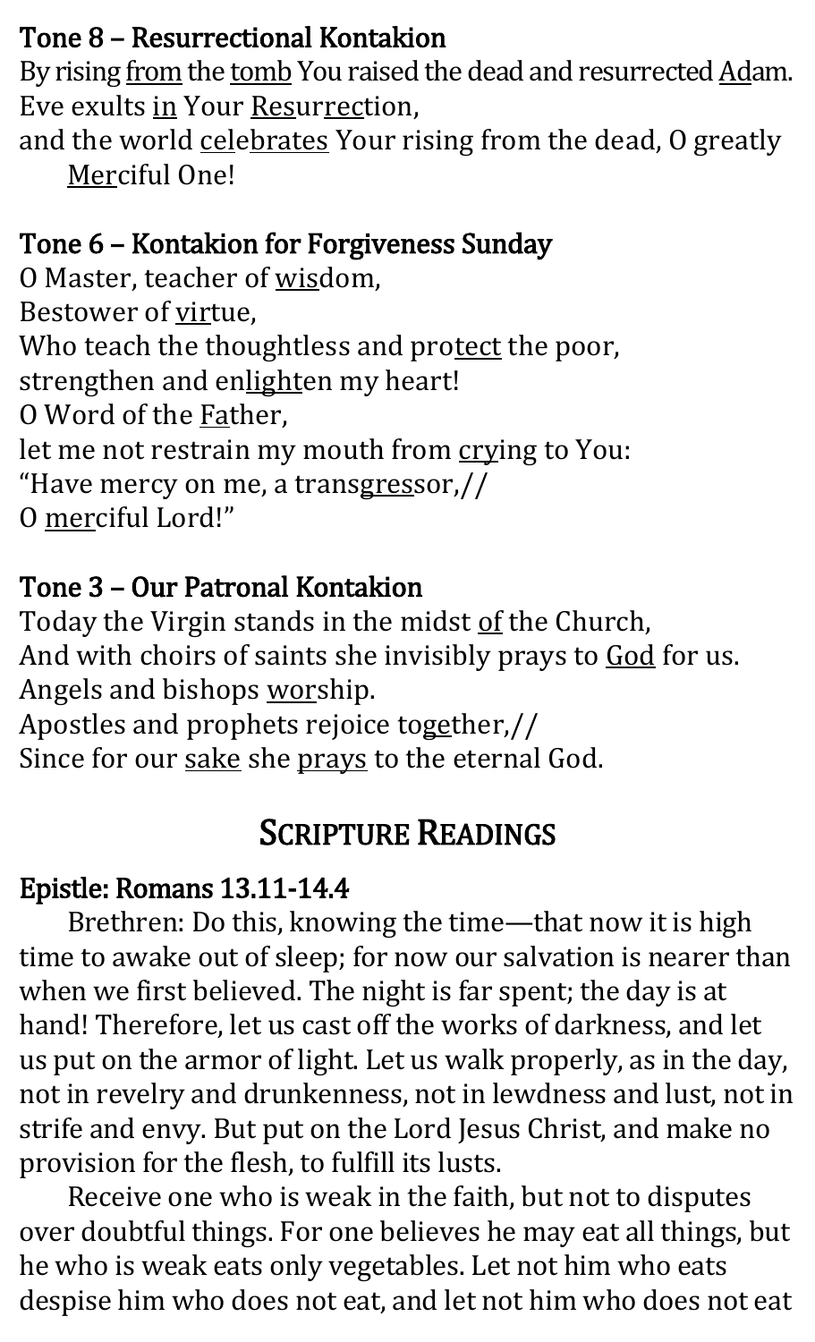**Tone 8 – Resurrectional Kontakion**

By rising <u>from</u> the <u>tomb</u> You raised the dead and resurrected <u>Ad</u>am.
Eve exults <u>in</u> Your <u>Res</u>ur<u>rec</u>tion,
and the world <u>cel</u>e<u>brates</u> Your rising from the dead, O greatly <u>Mer</u>ciful One!

**Tone 6 – Kontakion for Forgiveness Sunday**

O Master, teacher of <u>wis</u>dom,
Bestower of <u>vir</u>tue,
Who teach the thoughtless and pro<u>tect</u> the poor,
strengthen and en<u>light</u>en my heart!
O Word of the <u>Fa</u>ther,
let me not restrain my mouth from <u>cry</u>ing to You:
"Have mercy on me, a trans<u>gres</u>sor,//
O <u>mer</u>ciful Lord!"

**Tone 3 – Our Patronal Kontakion**

Today the Virgin stands in the midst <u>of</u> the Church,
And with choirs of saints she invisibly prays to <u>God</u> for us.
Angels and bishops <u>wor</u>ship.
Apostles and prophets rejoice to<u>ge</u>ther,//
Since for our <u>sake</u> she <u>prays</u> to the eternal God.

## Scripture Readings

**Epistle: Romans 13.11-14.4**

Brethren: Do this, knowing the time—that now it is high time to awake out of sleep; for now our salvation is nearer than when we first believed. The night is far spent; the day is at hand! Therefore, let us cast off the works of darkness, and let us put on the armor of light. Let us walk properly, as in the day, not in revelry and drunkenness, not in lewdness and lust, not in strife and envy. But put on the Lord Jesus Christ, and make no provision for the flesh, to fulfill its lusts.

Receive one who is weak in the faith, but not to disputes over doubtful things. For one believes he may eat all things, but he who is weak eats only vegetables. Let not him who eats despise him who does not eat, and let not him who does not eat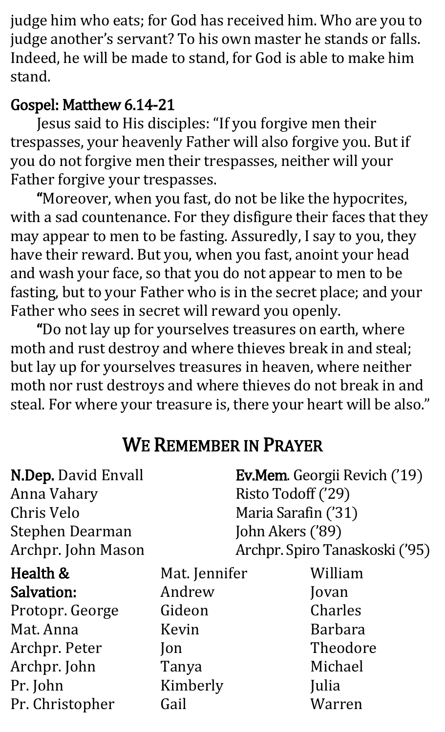judge him who eats; for God has received him. Who are you to judge another's servant? To his own master he stands or falls. Indeed, he will be made to stand, for God is able to make him stand.

**Gospel: Matthew 6.14-21**

Jesus said to His disciples: "If you forgive men their trespasses, your heavenly Father will also forgive you. But if you do not forgive men their trespasses, neither will your Father forgive your trespasses.

"Moreover, when you fast, do not be like the hypocrites, with a sad countenance. For they disfigure their faces that they may appear to men to be fasting. Assuredly, I say to you, they have their reward. But you, when you fast, anoint your head and wash your face, so that you do not appear to men to be fasting, but to your Father who is in the secret place; and your Father who sees in secret will reward you openly.

"Do not lay up for yourselves treasures on earth, where moth and rust destroy and where thieves break in and steal; but lay up for yourselves treasures in heaven, where neither moth nor rust destroys and where thieves do not break in and steal. For where your treasure is, there your heart will be also."

## We Remember in Prayer

**N.Dep.** David Envall
Anna Vahary
Chris Velo
Stephen Dearman
Archpr. John Mason

**Ev.Mem.** Georgii Revich ('19)
Risto Todoff ('29)
Maria Sarafin ('31)
John Akers ('89)
Archpr. Spiro Tanaskoski ('95)

**Health & Salvation:**
Protopr. George
Mat. Anna
Archpr. Peter
Archpr. John
Pr. John
Pr. Christopher
Mat. Jennifer
Andrew
Gideon
Kevin
Jon
Tanya
Kimberly
Gail
William
Jovan
Charles
Barbara
Theodore
Michael
Julia
Warren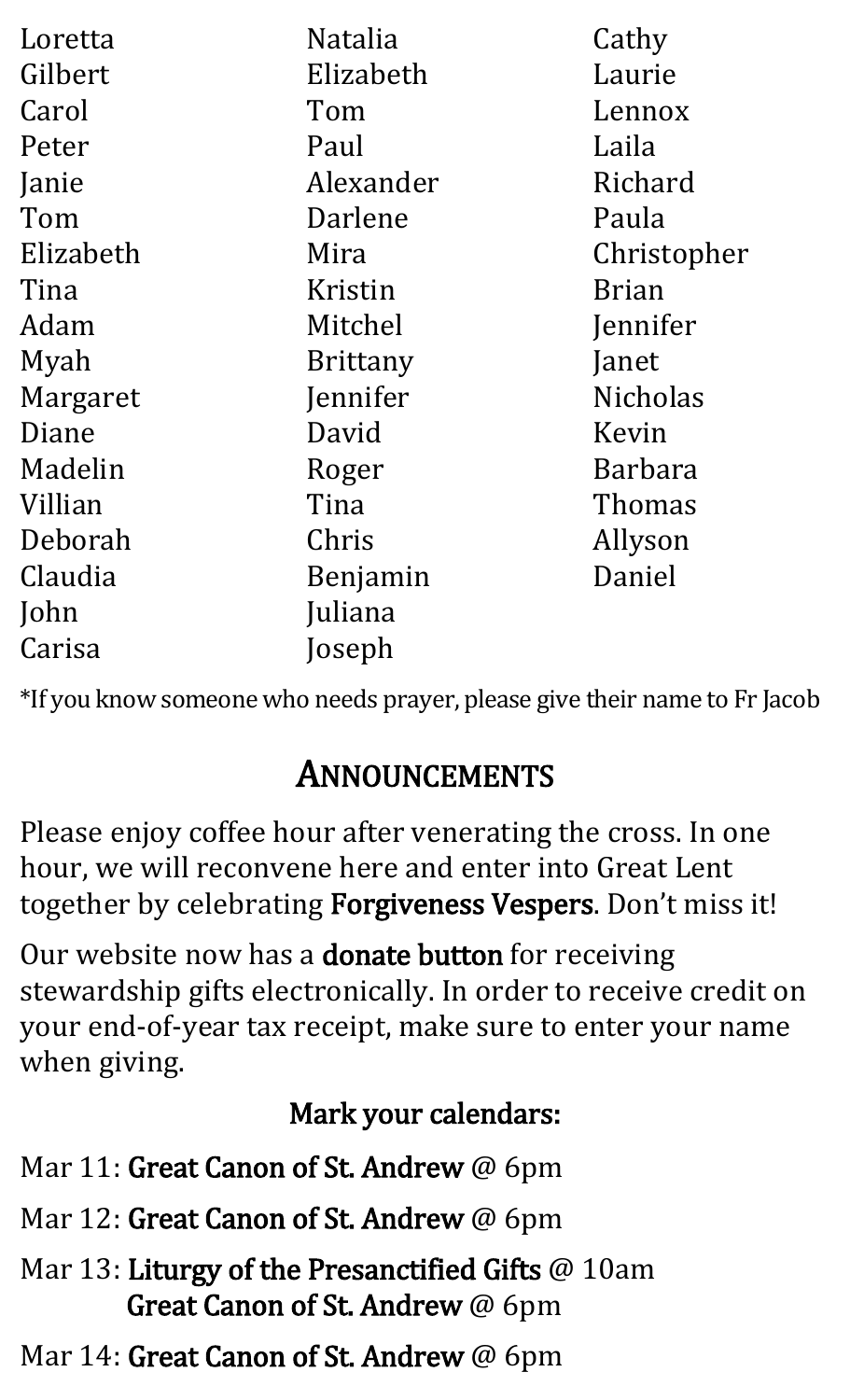Loretta
Gilbert
Carol
Peter
Janie
Tom
Elizabeth
Tina
Adam
Myah
Margaret
Diane
Madelin
Villian
Deborah
Claudia
John
Carisa
Natalia
Elizabeth
Tom
Paul
Alexander
Darlene
Mira
Kristin
Mitchel
Brittany
Jennifer
David
Roger
Tina
Chris
Benjamin
Juliana
Joseph
Cathy
Laurie
Lennox
Laila
Richard
Paula
Christopher
Brian
Jennifer
Janet
Nicholas
Kevin
Barbara
Thomas
Allyson
Daniel

*If you know someone who needs prayer, please give their name to Fr Jacob

## Announcements

Please enjoy coffee hour after venerating the cross. In one hour, we will reconvene here and enter into Great Lent together by celebrating **Forgiveness Vespers**. Don't miss it!

Our website now has a **donate button** for receiving stewardship gifts electronically. In order to receive credit on your end-of-year tax receipt, make sure to enter your name when giving.

**Mark your calendars:**

Mar 11: **Great Canon of St. Andrew** @ 6pm

Mar 12: **Great Canon of St. Andrew** @ 6pm

Mar 13: **Liturgy of the Presanctified Gifts** @ 10am
**Great Canon of St. Andrew** @ 6pm

Mar 14: **Great Canon of St. Andrew** @ 6pm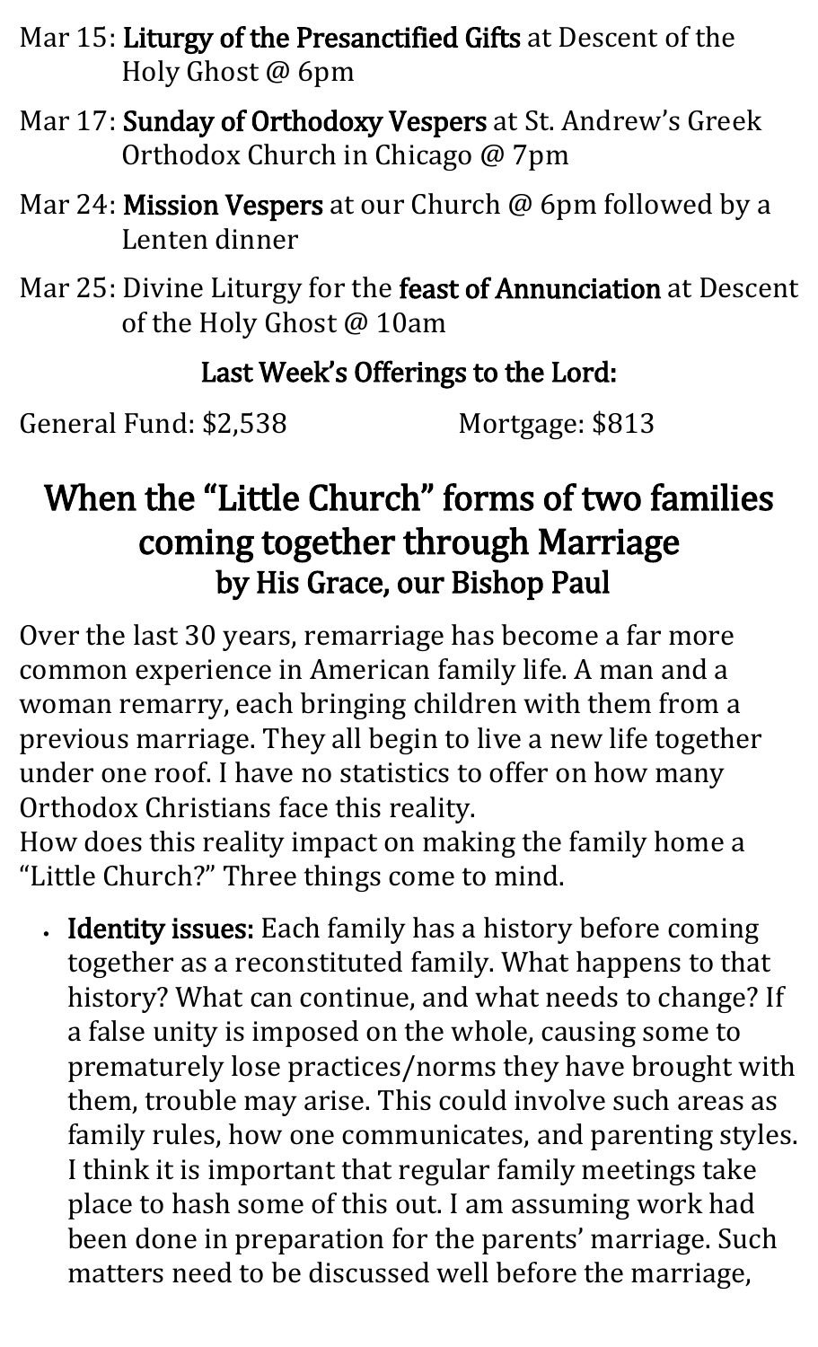Mar 15: **Liturgy of the Presanctified Gifts** at Descent of the Holy Ghost @ 6pm

Mar 17: **Sunday of Orthodoxy Vespers** at St. Andrew's Greek Orthodox Church in Chicago @ 7pm

Mar 24: **Mission Vespers** at our Church @ 6pm followed by a Lenten dinner

Mar 25: Divine Liturgy for the **feast of Annunciation** at Descent of the Holy Ghost @ 10am

**Last Week's Offerings to the Lord:**

General Fund: $2,538 Mortgage: $813

## When the "Little Church" forms of two families coming together through Marriage

### by His Grace, our Bishop Paul

Over the last 30 years, remarriage has become a far more common experience in American family life. A man and a woman remarry, each bringing children with them from a previous marriage. They all begin to live a new life together under one roof. I have no statistics to offer on how many Orthodox Christians face this reality.
How does this reality impact on making the family home a "Little Church?" Three things come to mind.

- **Identity issues:** Each family has a history before coming together as a reconstituted family. What happens to that history? What can continue, and what needs to change? If a false unity is imposed on the whole, causing some to prematurely lose practices/norms they have brought with them, trouble may arise. This could involve such areas as family rules, how one communicates, and parenting styles. I think it is important that regular family meetings take place to hash some of this out. I am assuming work had been done in preparation for the parents' marriage. Such matters need to be discussed well before the marriage,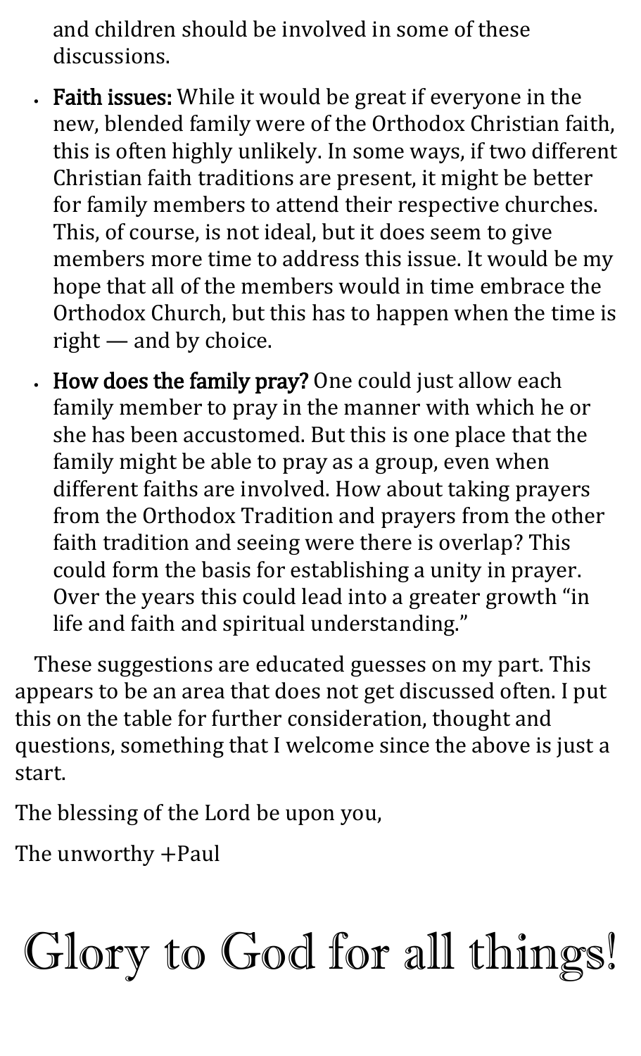and children should be involved in some of these discussions.

- **Faith issues:** While it would be great if everyone in the new, blended family were of the Orthodox Christian faith, this is often highly unlikely. In some ways, if two different Christian faith traditions are present, it might be better for family members to attend their respective churches. This, of course, is not ideal, but it does seem to give members more time to address this issue. It would be my hope that all of the members would in time embrace the Orthodox Church, but this has to happen when the time is right — and by choice.
- **How does the family pray?** One could just allow each family member to pray in the manner with which he or she has been accustomed. But this is one place that the family might be able to pray as a group, even when different faiths are involved. How about taking prayers from the Orthodox Tradition and prayers from the other faith tradition and seeing were there is overlap? This could form the basis for establishing a unity in prayer. Over the years this could lead into a greater growth "in life and faith and spiritual understanding."

These suggestions are educated guesses on my part. This appears to be an area that does not get discussed often. I put this on the table for further consideration, thought and questions, something that I welcome since the above is just a start.

The blessing of the Lord be upon you,

The unworthy +Paul

# Glory to God for all things!